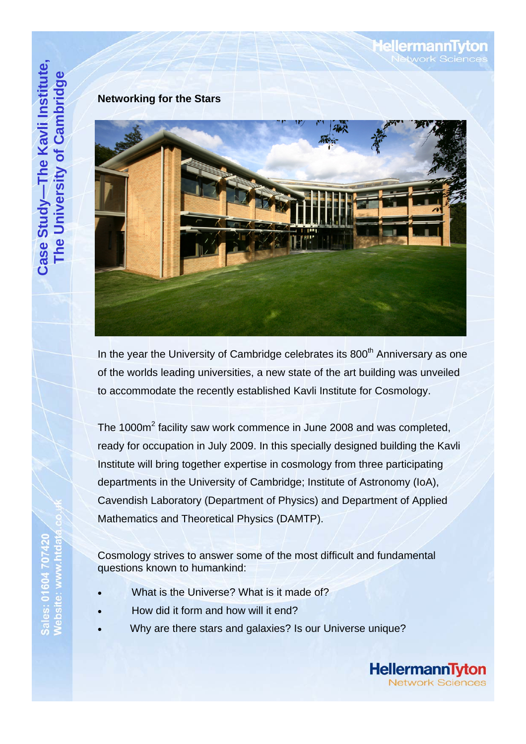Case Study—The Kavli Institute, The University of Cambridge

## Networking for the Stars

In the year the University of Cambridge celebrates its 800th Anniversary as one of the worlds leading universities, a new state of the art building was unveiled to accommodate the recently established Kavli Institute for Cosmology.

The 1000m$^2$ facility saw work commence in June 2008 and was completed, ready for occupation in July 2009. In this specially designed building the Kavli Institute will bring together expertise in cosmology from three participating departments in the University of Cambridge; Institute of Astronomy (IoA), Cavendish Laboratory (Department of Physics) and Department of Applied Mathematics and Theoretical Physics (DAMTP).

Cosmology strives to answer some of the most difficult and fundamental questions known to humankind:

- What is the Universe? What is it made of?
- How did it form and how will it end?
- Why are there stars and galaxies? Is our Universe unique?

Sales: 01604 707420
Website: www.htdata.co.uk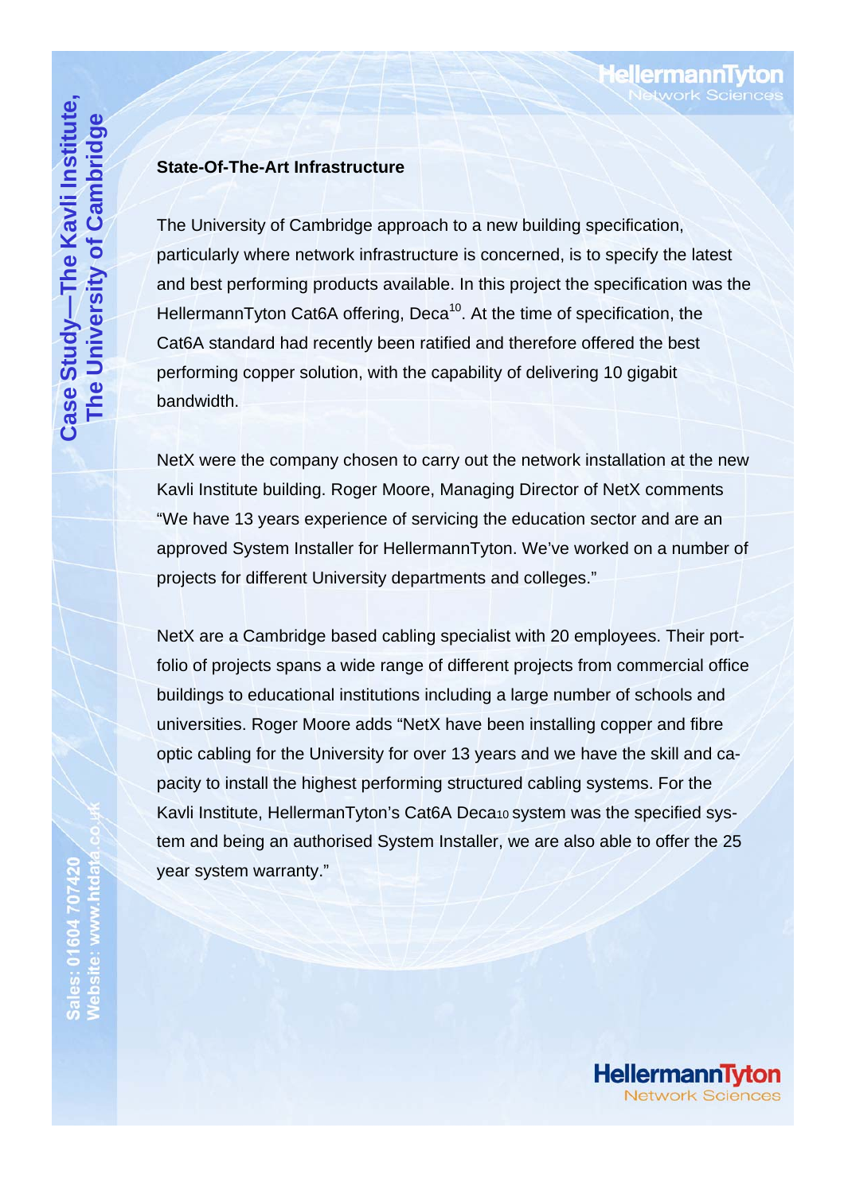## State-Of-The-Art Infrastructure

The University of Cambridge approach to a new building specification, particularly where network infrastructure is concerned, is to specify the latest and best performing products available. In this project the specification was the HellermannTyton Cat6A offering, Deca$^{10}$. At the time of specification, the Cat6A standard had recently been ratified and therefore offered the best performing copper solution, with the capability of delivering 10 gigabit bandwidth.

NetX were the company chosen to carry out the network installation at the new Kavli Institute building. Roger Moore, Managing Director of NetX comments "We have 13 years experience of servicing the education sector and are an approved System Installer for HellermannTyton. We've worked on a number of projects for different University departments and colleges."

NetX are a Cambridge based cabling specialist with 20 employees. Their portfolio of projects spans a wide range of different projects from commercial office buildings to educational institutions including a large number of schools and universities. Roger Moore adds "NetX have been installing copper and fibre optic cabling for the University for over 13 years and we have the skill and capacity to install the highest performing structured cabling systems. For the Kavli Institute, HellermanTyton's Cat6A Deca$_{10}$ system was the specified system and being an authorised System Installer, we are also able to offer the 25 year system warranty."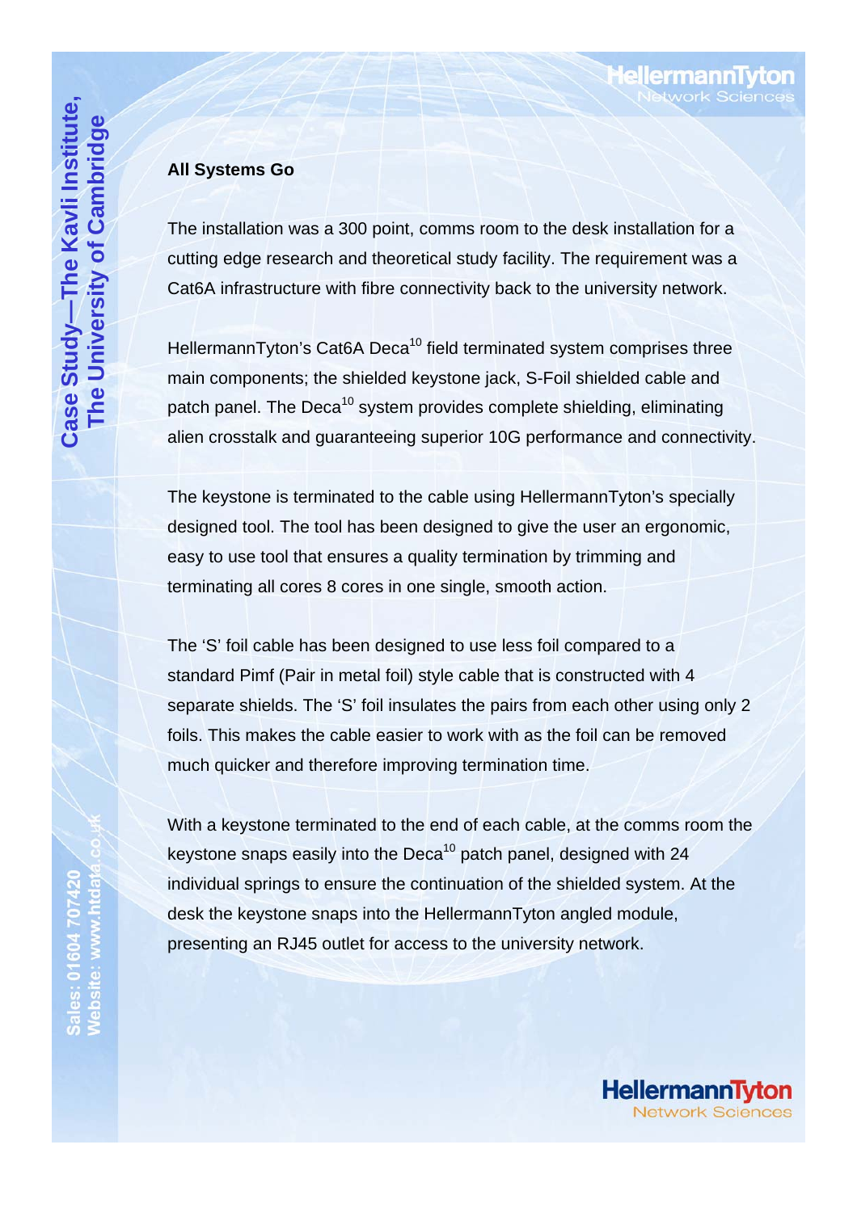## All Systems Go

The installation was a 300 point, comms room to the desk installation for a cutting edge research and theoretical study facility. The requirement was a Cat6A infrastructure with fibre connectivity back to the university network.

HellermannTyton's Cat6A Deca[10] field terminated system comprises three main components; the shielded keystone jack, S-Foil shielded cable and patch panel. The Deca[10] system provides complete shielding, eliminating alien crosstalk and guaranteeing superior 10G performance and connectivity.

The keystone is terminated to the cable using HellermannTyton's specially designed tool. The tool has been designed to give the user an ergonomic, easy to use tool that ensures a quality termination by trimming and terminating all cores 8 cores in one single, smooth action.

The 'S' foil cable has been designed to use less foil compared to a standard Pimf (Pair in metal foil) style cable that is constructed with 4 separate shields. The 'S' foil insulates the pairs from each other using only 2 foils. This makes the cable easier to work with as the foil can be removed much quicker and therefore improving termination time.

With a keystone terminated to the end of each cable, at the comms room the keystone snaps easily into the Deca[10] patch panel, designed with 24 individual springs to ensure the continuation of the shielded system. At the desk the keystone snaps into the HellermannTyton angled module, presenting an RJ45 outlet for access to the university network.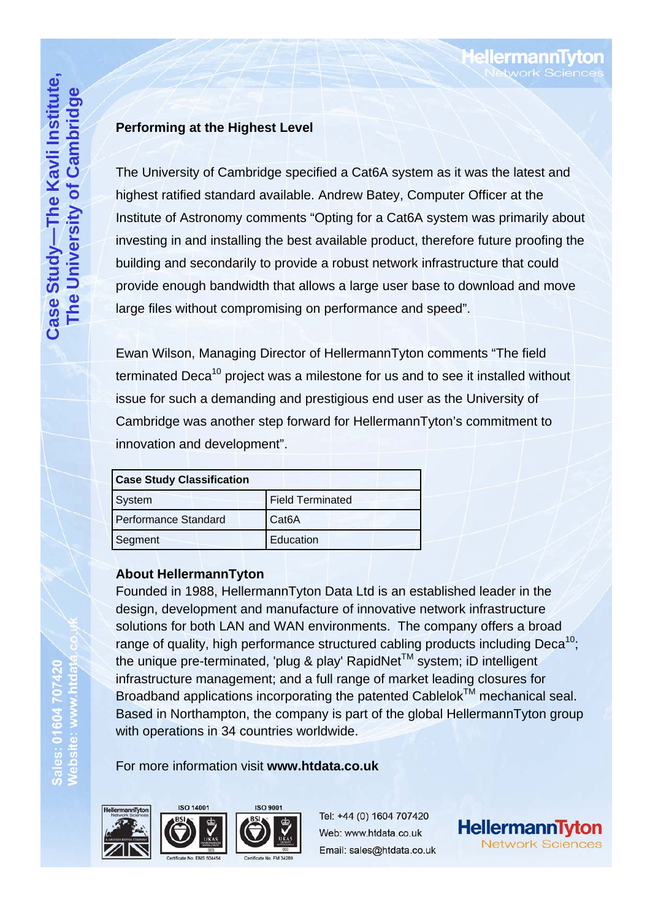### Performing at the Highest Level

The University of Cambridge specified a Cat6A system as it was the latest and highest ratified standard available. Andrew Batey, Computer Officer at the Institute of Astronomy comments "Opting for a Cat6A system was primarily about investing in and installing the best available product, therefore future proofing the building and secondarily to provide a robust network infrastructure that could provide enough bandwidth that allows a large user base to download and move large files without compromising on performance and speed".

Ewan Wilson, Managing Director of HellermannTyton comments "The field terminated Deca$^{10}$ project was a milestone for us and to see it installed without issue for such a demanding and prestigious end user as the University of Cambridge was another step forward for HellermannTyton's commitment to innovation and development".

| Case Study Classification | |
|---|---|
| System | Field Terminated |
| Performance Standard | Cat6A |
| Segment | Education |

### About HellermannTyton

Founded in 1988, HellermannTyton Data Ltd is an established leader in the design, development and manufacture of innovative network infrastructure solutions for both LAN and WAN environments. The company offers a broad range of quality, high performance structured cabling products including Deca$^{10}$; the unique pre-terminated, 'plug & play' RapidNet™ system; iD intelligent infrastructure management; and a full range of market leading closures for Broadband applications incorporating the patented Cablelok™ mechanical seal. Based in Northampton, the company is part of the global HellermannTyton group with operations in 34 countries worldwide.

For more information visit **www.htdata.co.uk**

ISO 14001 — Certificate No. EMS 504454

ISO 9001 — Certificate No. FM 34289

Tel: +44 (0) 1604 707420
Web: www.htdata.co.uk
Email: sales@htdata.co.uk